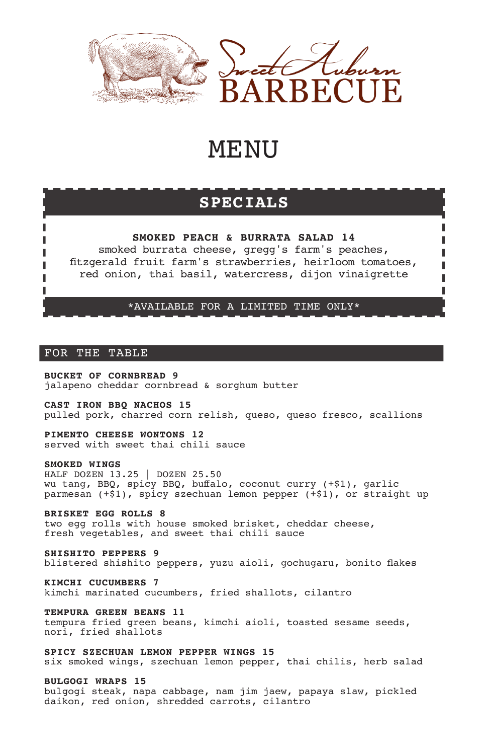# Sweet Auburn BARBECUE

# MENU

## SPECIALS

**SMOKED PEACH & BURRATA SALAD 14**
smoked burrata cheese, gregg's farm's peaches, fitzgerald fruit farm's strawberries, heirloom tomatoes, red onion, thai basil, watercress, dijon vinaigrette

*AVAILABLE FOR A LIMITED TIME ONLY*

## FOR THE TABLE

**BUCKET OF CORNBREAD 9**
jalapeno cheddar cornbread & sorghum butter

**CAST IRON BBQ NACHOS 15**
pulled pork, charred corn relish, queso, queso fresco, scallions

**PIMENTO CHEESE WONTONS 12**
served with sweet thai chili sauce

**SMOKED WINGS**
HALF DOZEN 13.25 | DOZEN 25.50
wu tang, BBQ, spicy BBQ, buffalo, coconut curry (+$1), garlic parmesan (+$1), spicy szechuan lemon pepper (+$1), or straight up

**BRISKET EGG ROLLS 8**
two egg rolls with house smoked brisket, cheddar cheese, fresh vegetables, and sweet thai chili sauce

**SHISHITO PEPPERS 9**
blistered shishito peppers, yuzu aioli, gochugaru, bonito flakes

**KIMCHI CUCUMBERS 7**
kimchi marinated cucumbers, fried shallots, cilantro

**TEMPURA GREEN BEANS 11**
tempura fried green beans, kimchi aioli, toasted sesame seeds, nori, fried shallots

**SPICY SZECHUAN LEMON PEPPER WINGS 15**
six smoked wings, szechuan lemon pepper, thai chilis, herb salad

**BULGOGI WRAPS 15**
bulgogi steak, napa cabbage, nam jim jaew, papaya slaw, pickled daikon, red onion, shredded carrots, cilantro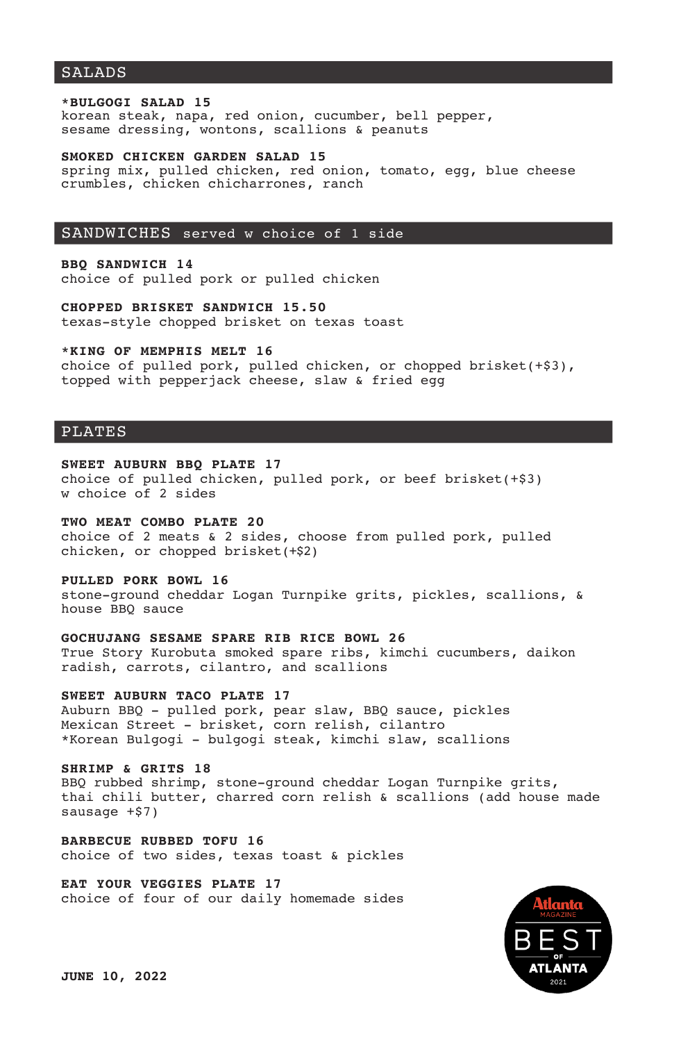## SALADS

**\*BULGOGI SALAD 15**
korean steak, napa, red onion, cucumber, bell pepper, sesame dressing, wontons, scallions & peanuts

**SMOKED CHICKEN GARDEN SALAD 15**
spring mix, pulled chicken, red onion, tomato, egg, blue cheese crumbles, chicken chicharrones, ranch

## SANDWICHES served w choice of 1 side

**BBQ SANDWICH 14**
choice of pulled pork or pulled chicken

**CHOPPED BRISKET SANDWICH 15.50**
texas-style chopped brisket on texas toast

**\*KING OF MEMPHIS MELT 16**
choice of pulled pork, pulled chicken, or chopped brisket(+$3), topped with pepperjack cheese, slaw & fried egg

## PLATES

**SWEET AUBURN BBQ PLATE 17**
choice of pulled chicken, pulled pork, or beef brisket(+$3)
w choice of 2 sides

**TWO MEAT COMBO PLATE 20**
choice of 2 meats & 2 sides, choose from pulled pork, pulled chicken, or chopped brisket(+$2)

**PULLED PORK BOWL 16**
stone-ground cheddar Logan Turnpike grits, pickles, scallions, & house BBQ sauce

**GOCHUJANG SESAME SPARE RIB RICE BOWL 26**
True Story Kurobuta smoked spare ribs, kimchi cucumbers, daikon radish, carrots, cilantro, and scallions

**SWEET AUBURN TACO PLATE 17**
Auburn BBQ - pulled pork, pear slaw, BBQ sauce, pickles
Mexican Street - brisket, corn relish, cilantro
\*Korean Bulgogi - bulgogi steak, kimchi slaw, scallions

**SHRIMP & GRITS 18**
BBQ rubbed shrimp, stone-ground cheddar Logan Turnpike grits, thai chili butter, charred corn relish & scallions (add house made sausage +$7)

**BARBECUE RUBBED TOFU 16**
choice of two sides, texas toast & pickles

**EAT YOUR VEGGIES PLATE 17**
choice of four of our daily homemade sides

Atlanta MAGAZINE BEST OF ATLANTA 2021

**JUNE 10, 2022**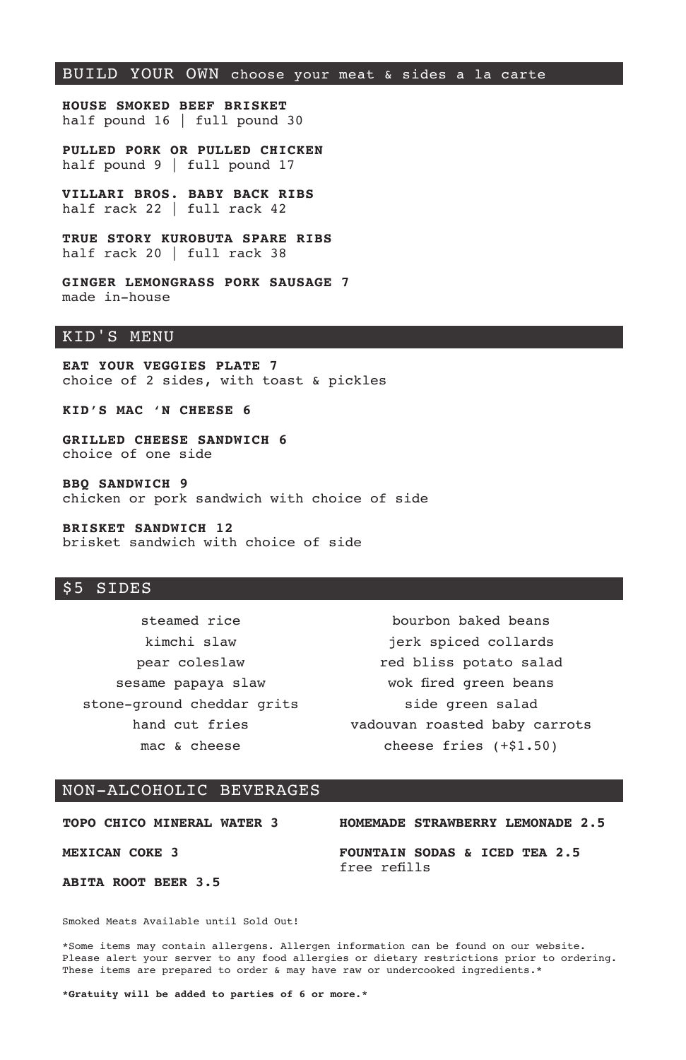## BUILD YOUR OWN choose your meat & sides a la carte

**HOUSE SMOKED BEEF BRISKET**
half pound 16 | full pound 30

**PULLED PORK OR PULLED CHICKEN**
half pound 9 | full pound 17

**VILLARI BROS. BABY BACK RIBS**
half rack 22 | full rack 42

**TRUE STORY KUROBUTA SPARE RIBS**
half rack 20 | full rack 38

**GINGER LEMONGRASS PORK SAUSAGE 7**
made in-house

## KID'S MENU

**EAT YOUR VEGGIES PLATE 7**
choice of 2 sides, with toast & pickles

**KID'S MAC 'N CHEESE 6**

**GRILLED CHEESE SANDWICH 6**
choice of one side

**BBQ SANDWICH 9**
chicken or pork sandwich with choice of side

**BRISKET SANDWICH 12**
brisket sandwich with choice of side

## $5 SIDES

steamed rice
kimchi slaw
pear coleslaw
sesame papaya slaw
stone-ground cheddar grits
hand cut fries
mac & cheese

bourbon baked beans
jerk spiced collards
red bliss potato salad
wok fired green beans
side green salad
vadouvan roasted baby carrots
cheese fries (+$1.50)

## NON-ALCOHOLIC BEVERAGES

**TOPO CHICO MINERAL WATER 3**

**MEXICAN COKE 3**

**ABITA ROOT BEER 3.5**

**HOMEMADE STRAWBERRY LEMONADE 2.5**

**FOUNTAIN SODAS & ICED TEA 2.5**
free refills

Smoked Meats Available until Sold Out!

*Some items may contain allergens. Allergen information can be found on our website. Please alert your server to any food allergies or dietary restrictions prior to ordering. These items are prepared to order & may have raw or undercooked ingredients.*

**\*Gratuity will be added to parties of 6 or more.\***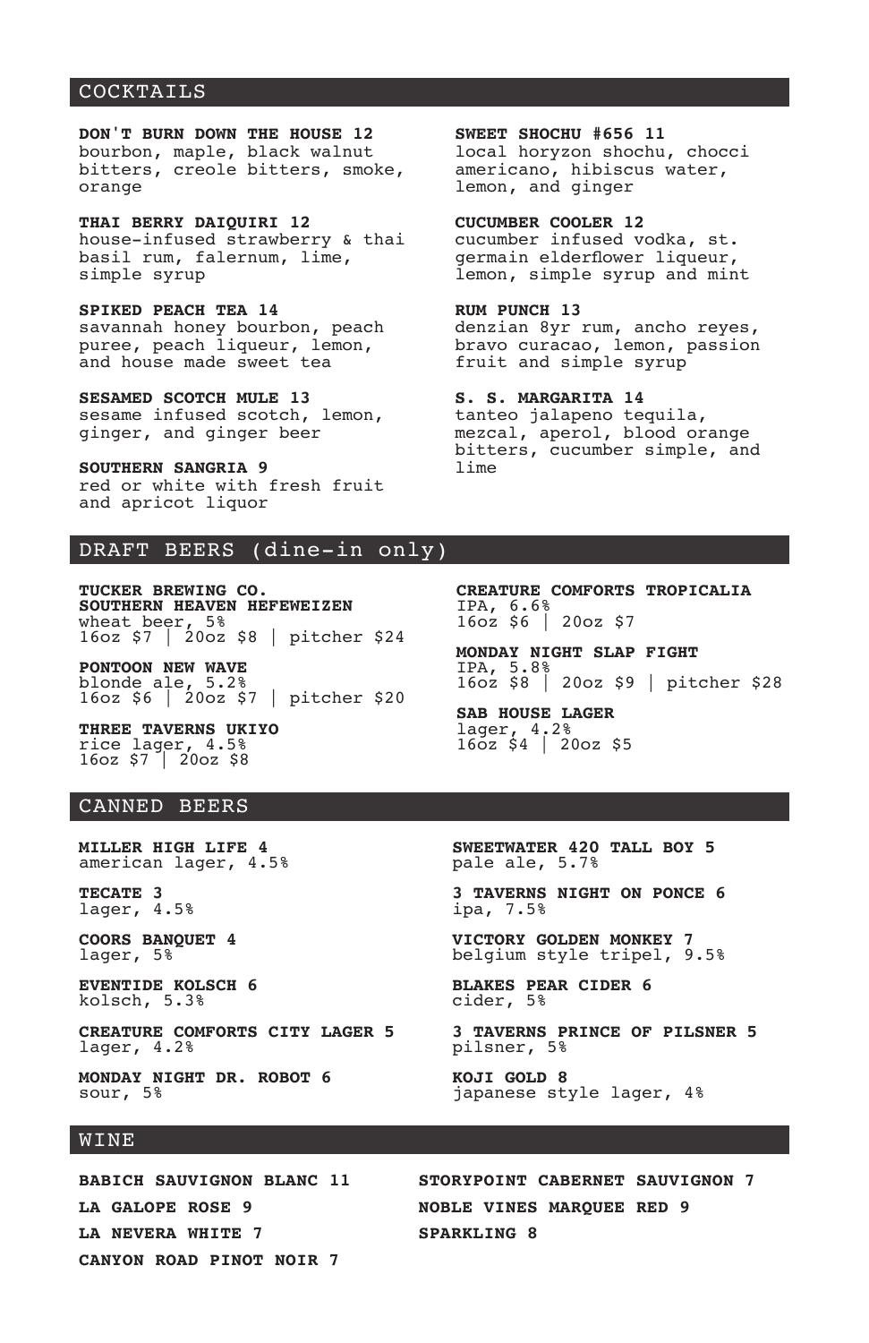## COCKTAILS

**DON'T BURN DOWN THE HOUSE 12**
bourbon, maple, black walnut bitters, creole bitters, smoke, orange

**THAI BERRY DAIQUIRI 12**
house-infused strawberry & thai basil rum, falernum, lime, simple syrup

**SPIKED PEACH TEA 14**
savannah honey bourbon, peach puree, peach liqueur, lemon, and house made sweet tea

**SESAMED SCOTCH MULE 13**
sesame infused scotch, lemon, ginger, and ginger beer

**SOUTHERN SANGRIA 9**
red or white with fresh fruit and apricot liquor

**SWEET SHOCHU #656 11**
local horyzon shochu, chocci americano, hibiscus water, lemon, and ginger

**CUCUMBER COOLER 12**
cucumber infused vodka, st. germain elderflower liqueur, lemon, simple syrup and mint

**RUM PUNCH 13**
denzian 8yr rum, ancho reyes, bravo curacao, lemon, passion fruit and simple syrup

**S. S. MARGARITA 14**
tanteo jalapeno tequila, mezcal, aperol, blood orange bitters, cucumber simple, and lime

## DRAFT BEERS (dine-in only)

**TUCKER BREWING CO. SOUTHERN HEAVEN HEFEWEIZEN**
wheat beer, 5%
16oz $7 | 20oz $8 | pitcher $24

**PONTOON NEW WAVE**
blonde ale, 5.2%
16oz $6 | 20oz $7 | pitcher $20

**THREE TAVERNS UKIYO**
rice lager, 4.5%
16oz $7 | 20oz $8

**CREATURE COMFORTS TROPICALIA**
IPA, 6.6%
16oz $6 | 20oz $7

**MONDAY NIGHT SLAP FIGHT**
IPA, 5.8%
16oz $8 | 20oz $9 | pitcher $28

**SAB HOUSE LAGER**
lager, 4.2%
16oz $4 | 20oz $5

## CANNED BEERS

**MILLER HIGH LIFE 4**
american lager, 4.5%

**TECATE 3**
lager, 4.5%

**COORS BANQUET 4**
lager, 5%

**EVENTIDE KOLSCH 6**
kolsch, 5.3%

**CREATURE COMFORTS CITY LAGER 5**
lager, 4.2%

**MONDAY NIGHT DR. ROBOT 6**
sour, 5%

**SWEETWATER 420 TALL BOY 5**
pale ale, 5.7%

**3 TAVERNS NIGHT ON PONCE 6**
ipa, 7.5%

**VICTORY GOLDEN MONKEY 7**
belgium style tripel, 9.5%

**BLAKES PEAR CIDER 6**
cider, 5%

**3 TAVERNS PRINCE OF PILSNER 5**
pilsner, 5%

**KOJI GOLD 8**
japanese style lager, 4%

## WINE

**BABICH SAUVIGNON BLANC 11**

**LA GALOPE ROSE 9**

**LA NEVERA WHITE 7**

**CANYON ROAD PINOT NOIR 7**

**STORYPOINT CABERNET SAUVIGNON 7**

**NOBLE VINES MARQUEE RED 9**

**SPARKLING 8**